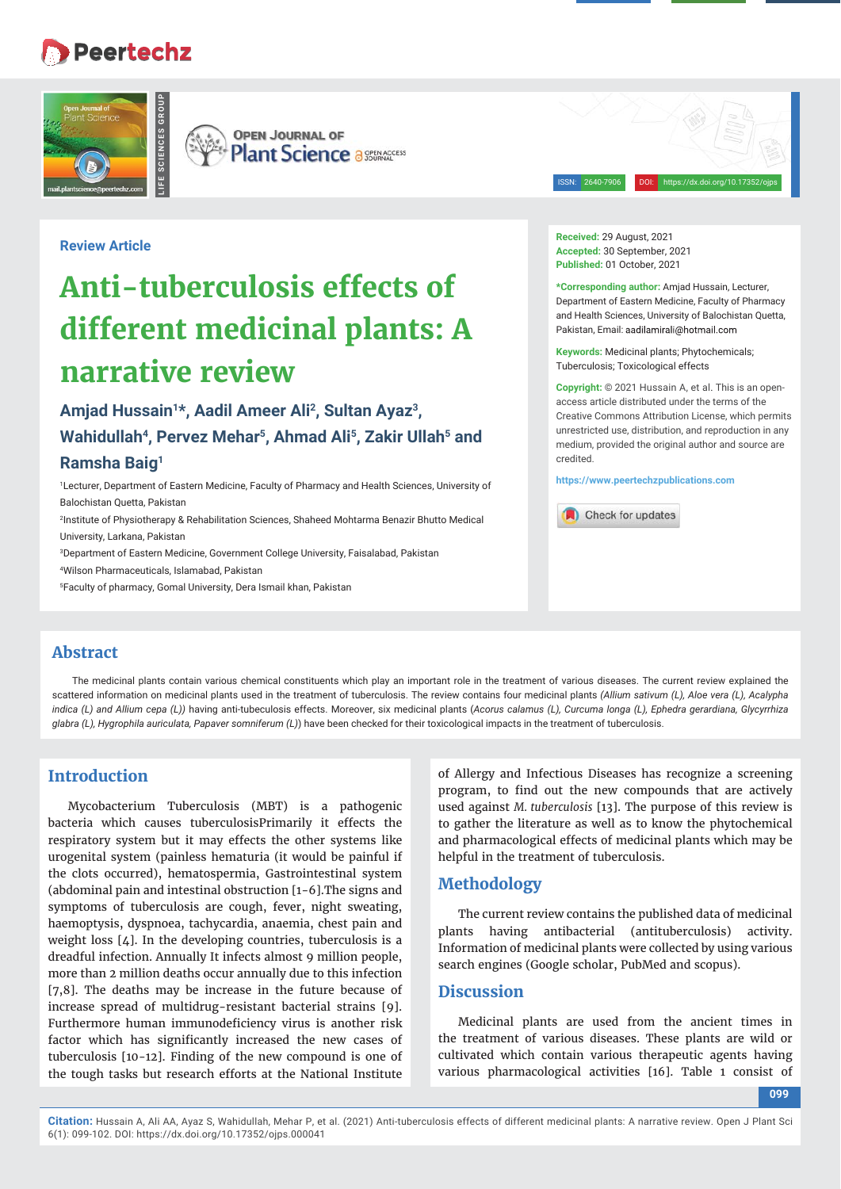Review Article

# Anti-tuberculosis effects of different medicinal plants: A narrative review

**Amjad Hussain[1]*, Aadil Ameer Ali[2], Sultan Ayaz[3], Wahidullah[4], Pervez Mehar[5], Ahmad Ali[5], Zakir Ullah[5] and Ramsha Baig[1]**

[1]Lecturer, Department of Eastern Medicine, Faculty of Pharmacy and Health Sciences, University of Balochistan Quetta, Pakistan

[2]Institute of Physiotherapy & Rehabilitation Sciences, Shaheed Mohtarma Benazir Bhutto Medical University, Larkana, Pakistan

[3]Department of Eastern Medicine, Government College University, Faisalabad, Pakistan

[4]Wilson Pharmaceuticals, Islamabad, Pakistan

[5]Faculty of pharmacy, Gomal University, Dera Ismail khan, Pakistan

**Received:** 29 August, 2021
**Accepted:** 30 September, 2021
**Published:** 01 October, 2021

***Corresponding author:** Amjad Hussain, Lecturer, Department of Eastern Medicine, Faculty of Pharmacy and Health Sciences, University of Balochistan Quetta, Pakistan, Email: aadilamirali@hotmail.com

**Keywords:** Medicinal plants; Phytochemicals; Tuberculosis; Toxicological effects

**Copyright:** © 2021 Hussain A, et al. This is an open-access article distributed under the terms of the Creative Commons Attribution License, which permits unrestricted use, distribution, and reproduction in any medium, provided the original author and source are credited.

https://www.peertechzpublications.com

## Abstract

The medicinal plants contain various chemical constituents which play an important role in the treatment of various diseases. The current review explained the scattered information on medicinal plants used in the treatment of tuberculosis. The review contains four medicinal plants *(Allium sativum (L), Aloe vera (L), Acalypha indica (L) and Allium cepa (L))* having anti-tubeculosis effects. Moreover, six medicinal plants (*Acorus calamus (L), Curcuma longa (L), Ephedra gerardiana, Glycyrrhiza glabra (L), Hygrophila auriculata, Papaver somniferum (L)*) have been checked for their toxicological impacts in the treatment of tuberculosis.

## Introduction

Mycobacterium Tuberculosis (MBT) is a pathogenic bacteria which causes tuberculosisPrimarily it effects the respiratory system but it may effects the other systems like urogenital system (painless hematuria (it would be painful if the clots occurred), hematospermia, Gastrointestinal system (abdominal pain and intestinal obstruction [1-6].The signs and symptoms of tuberculosis are cough, fever, night sweating, haemoptysis, dyspnoea, tachycardia, anaemia, chest pain and weight loss [4]. In the developing countries, tuberculosis is a dreadful infection. Annually It infects almost 9 million people, more than 2 million deaths occur annually due to this infection [7,8]. The deaths may be increase in the future because of increase spread of multidrug-resistant bacterial strains [9]. Furthermore human immunodeficiency virus is another risk factor which has significantly increased the new cases of tuberculosis [10-12]. Finding of the new compound is one of the tough tasks but research efforts at the National Institute of Allergy and Infectious Diseases has recognize a screening program, to find out the new compounds that are actively used against *M. tuberculosis* [13]. The purpose of this review is to gather the literature as well as to know the phytochemical and pharmacological effects of medicinal plants which may be helpful in the treatment of tuberculosis.

## Methodology

The current review contains the published data of medicinal plants having antibacterial (antituberculosis) activity. Information of medicinal plants were collected by using various search engines (Google scholar, PubMed and scopus).

## Discussion

Medicinal plants are used from the ancient times in the treatment of various diseases. These plants are wild or cultivated which contain various therapeutic agents having various pharmacological activities [16]. Table 1 consist of

**Citation:** Hussain A, Ali AA, Ayaz S, Wahidullah, Mehar P, et al. (2021) Anti-tuberculosis effects of different medicinal plants: A narrative review. Open J Plant Sci 6(1): 099-102. DOI: https://dx.doi.org/10.17352/ojps.000041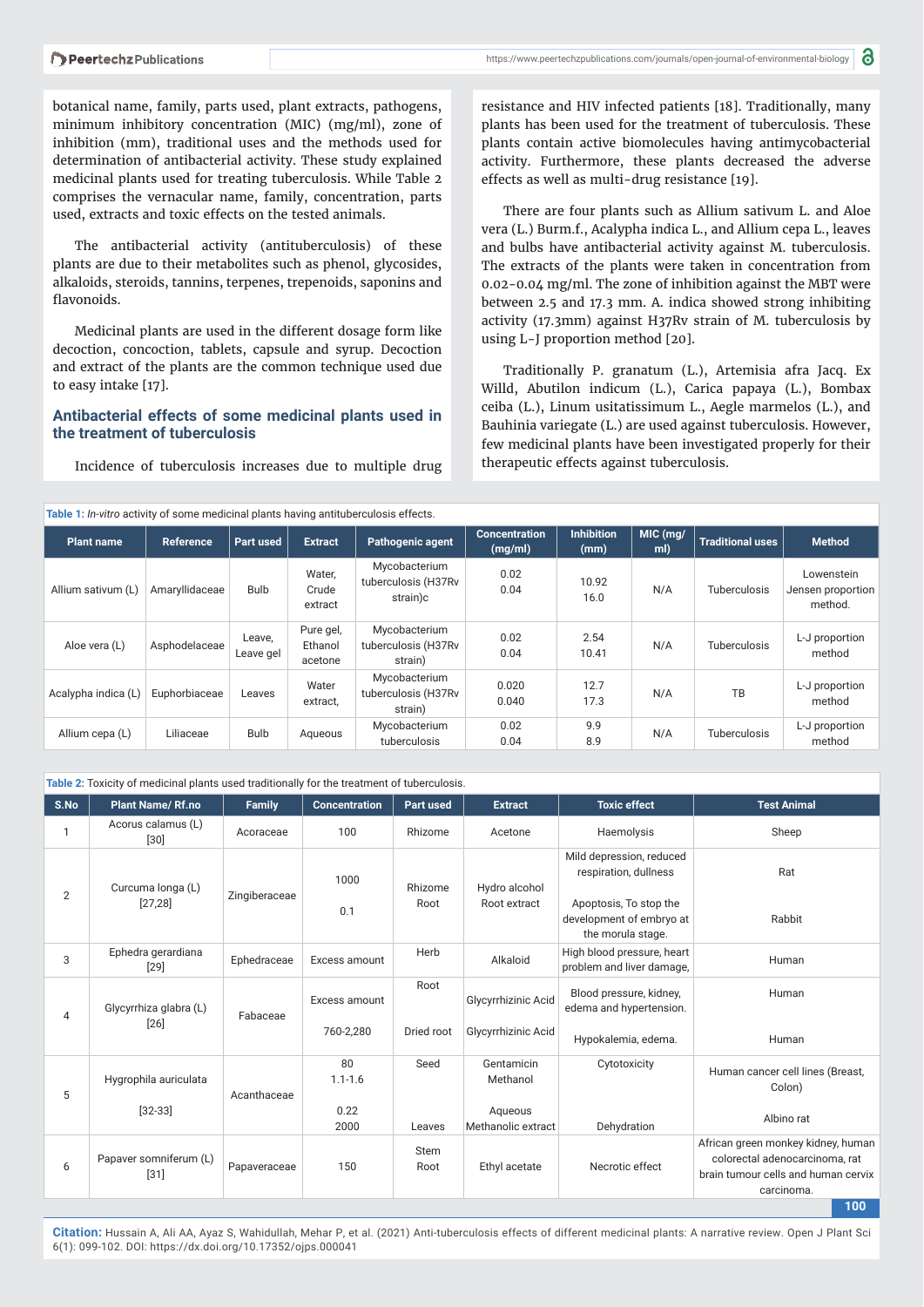botanical name, family, parts used, plant extracts, pathogens, minimum inhibitory concentration (MIC) (mg/ml), zone of inhibition (mm), traditional uses and the methods used for determination of antibacterial activity. These study explained medicinal plants used for treating tuberculosis. While Table 2 comprises the vernacular name, family, concentration, parts used, extracts and toxic effects on the tested animals.

The antibacterial activity (antituberculosis) of these plants are due to their metabolites such as phenol, glycosides, alkaloids, steroids, tannins, terpenes, trepenoids, saponins and flavonoids.

Medicinal plants are used in the different dosage form like decoction, concoction, tablets, capsule and syrup. Decoction and extract of the plants are the common technique used due to easy intake [17].

## Antibacterial effects of some medicinal plants used in the treatment of tuberculosis

Incidence of tuberculosis increases due to multiple drug resistance and HIV infected patients [18]. Traditionally, many plants has been used for the treatment of tuberculosis. These plants contain active biomolecules having antimycobacterial activity. Furthermore, these plants decreased the adverse effects as well as multi-drug resistance [19].

There are four plants such as Allium sativum L. and Aloe vera (L.) Burm.f., Acalypha indica L., and Allium cepa L., leaves and bulbs have antibacterial activity against M. tuberculosis. The extracts of the plants were taken in concentration from 0.02-0.04 mg/ml. The zone of inhibition against the MBT were between 2.5 and 17.3 mm. A. indica showed strong inhibiting activity (17.3mm) against H37Rv strain of M. tuberculosis by using L-J proportion method [20].

Traditionally P. granatum (L.), Artemisia afra Jacq. Ex Willd, Abutilon indicum (L.), Carica papaya (L.), Bombax ceiba (L.), Linum usitatissimum L., Aegle marmelos (L.), and Bauhinia variegate (L.) are used against tuberculosis. However, few medicinal plants have been investigated properly for their therapeutic effects against tuberculosis.

**Table 1:** *In-vitro* activity of some medicinal plants having antituberculosis effects.

| Plant name | Reference | Part used | Extract | Pathogenic agent | Concentration (mg/ml) | Inhibition (mm) | MIC (mg/ml) | Traditional uses | Method |
|---|---|---|---|---|---|---|---|---|---|
| Allium sativum (L) | Amaryllidaceae | Bulb | Water, Crude extract | Mycobacterium tuberculosis (H37Rv strain)c | 0.02<br>0.04 | 10.92<br>16.0 | N/A | Tuberculosis | Lowenstein Jensen proportion method. |
| Aloe vera (L) | Asphodelaceae | Leave, Leave gel | Pure gel, Ethanol acetone | Mycobacterium tuberculosis (H37Rv strain) | 0.02<br>0.04 | 2.54<br>10.41 | N/A | Tuberculosis | L-J proportion method |
| Acalypha indica (L) | Euphorbiaceae | Leaves | Water extract, | Mycobacterium tuberculosis (H37Rv strain) | 0.020<br>0.040 | 12.7<br>17.3 | N/A | TB | L-J proportion method |
| Allium cepa (L) | Liliaceae | Bulb | Aqueous | Mycobacterium tuberculosis | 0.02<br>0.04 | 9.9<br>8.9 | N/A | Tuberculosis | L-J proportion method |

**Table 2:** Toxicity of medicinal plants used traditionally for the treatment of tuberculosis.

| S.No | Plant Name/ Rf.no | Family | Concentration | Part used | Extract | Toxic effect | Test Animal |
|---|---|---|---|---|---|---|---|
| 1 | Acorus calamus (L) [30] | Acoraceae | 100 | Rhizome | Acetone | Haemolysis | Sheep |
| 2 | Curcuma longa (L) [27,28] | Zingiberaceae | 1000<br>0.1 | Rhizome<br>Root | Hydro alcohol Root extract | Mild depression, reduced respiration, dullness<br>Apoptosis, To stop the development of embryo at the morula stage. | Rat<br>Rabbit |
| 3 | Ephedra gerardiana [29] | Ephedraceae | Excess amount | Herb | Alkaloid | High blood pressure, heart problem and liver damage, | Human |
| 4 | Glycyrrhiza glabra (L) [26] | Fabaceae | Excess amount<br>760-2,280 | Root<br>Dried root | Glycyrrhizinic Acid<br>Glycyrrhizinic Acid | Blood pressure, kidney, edema and hypertension.<br>Hypokalemia, edema. | Human<br>Human |
| 5 | Hygrophila auriculata [32-33] | Acanthaceae | 80<br>1.1-1.6<br>0.22<br>2000 | Seed<br>Leaves | Gentamicin Methanol<br>Aqueous Methanolic extract | Cytotoxicity<br>Dehydration | Human cancer cell lines (Breast, Colon)<br>Albino rat |
| 6 | Papaver somniferum (L) [31] | Papaveraceae | 150 | Stem Root | Ethyl acetate | Necrotic effect | African green monkey kidney, human colorectal adenocarcinoma, rat brain tumour cells and human cervix carcinoma. |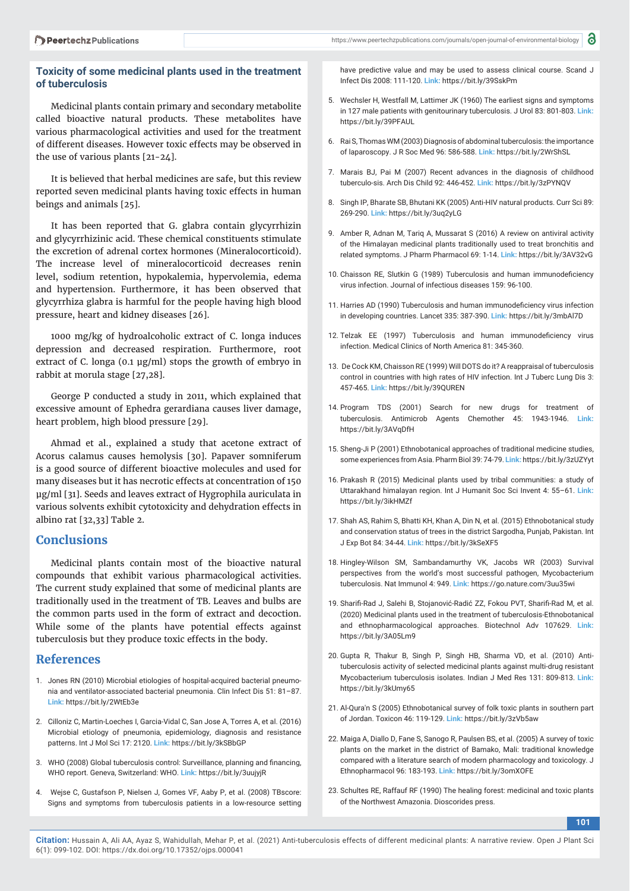### Toxicity of some medicinal plants used in the treatment of tuberculosis

Medicinal plants contain primary and secondary metabolite called bioactive natural products. These metabolites have various pharmacological activities and used for the treatment of different diseases. However toxic effects may be observed in the use of various plants [21-24].

It is believed that herbal medicines are safe, but this review reported seven medicinal plants having toxic effects in human beings and animals [25].

It has been reported that G. glabra contain glycyrrhizin and glycyrrhizinic acid. These chemical constituents stimulate the excretion of adrenal cortex hormones (Mineralocorticoid). The increase level of mineralocorticoid decreases renin level, sodium retention, hypokalemia, hypervolemia, edema and hypertension. Furthermore, it has been observed that glycyrrhiza glabra is harmful for the people having high blood pressure, heart and kidney diseases [26].

1000 mg/kg of hydroalcoholic extract of C. longa induces depression and decreased respiration. Furthermore, root extract of C. longa (0.1 µg/ml) stops the growth of embryo in rabbit at morula stage [27,28].

George P conducted a study in 2011, which explained that excessive amount of Ephedra gerardiana causes liver damage, heart problem, high blood pressure [29].

Ahmad et al., explained a study that acetone extract of Acorus calamus causes hemolysis [30]. Papaver somniferum is a good source of different bioactive molecules and used for many diseases but it has necrotic effects at concentration of 150 µg/ml [31]. Seeds and leaves extract of Hygrophila auriculata in various solvents exhibit cytotoxicity and dehydration effects in albino rat [32,33] Table 2.

## Conclusions

Medicinal plants contain most of the bioactive natural compounds that exhibit various pharmacological activities. The current study explained that some of medicinal plants are traditionally used in the treatment of TB. Leaves and bulbs are the common parts used in the form of extract and decoction. While some of the plants have potential effects against tuberculosis but they produce toxic effects in the body.

## References

1. Jones RN (2010) Microbial etiologies of hospital-acquired bacterial pneumonia and ventilator-associated bacterial pneumonia. Clin Infect Dis 51: 81–87. Link: https://bit.ly/2WtEb3e
2. Cilloniz C, Martin-Loeches I, Garcia-Vidal C, San Jose A, Torres A, et al. (2016) Microbial etiology of pneumonia, epidemiology, diagnosis and resistance patterns. Int J Mol Sci 17: 2120. Link: https://bit.ly/3kSBbGP
3. WHO (2008) Global tuberculosis control: Surveillance, planning and financing, WHO report. Geneva, Switzerland: WHO. Link: https://bit.ly/3uujyjR
4. Wejse C, Gustafson P, Nielsen J, Gomes VF, Aaby P, et al. (2008) TBscore: Signs and symptoms from tuberculosis patients in a low-resource setting have predictive value and may be used to assess clinical course. Scand J Infect Dis 2008: 111-120. Link: https://bit.ly/39SskPm
5. Wechsler H, Westfall M, Lattimer JK (1960) The earliest signs and symptoms in 127 male patients with genitourinary tuberculosis. J Urol 83: 801-803. Link: https://bit.ly/39PFAUL
6. Rai S, Thomas WM (2003) Diagnosis of abdominal tuberculosis: the importance of laparoscopy. J R Soc Med 96: 586-588. Link: https://bit.ly/2WrShSL
7. Marais BJ, Pai M (2007) Recent advances in the diagnosis of childhood tuberculo-sis. Arch Dis Child 92: 446-452. Link: https://bit.ly/3zPYNQV
8. Singh IP, Bharate SB, Bhutani KK (2005) Anti-HIV natural products. Curr Sci 89: 269-290. Link: https://bit.ly/3uq2yLG
9. Amber R, Adnan M, Tariq A, Mussarat S (2016) A review on antiviral activity of the Himalayan medicinal plants traditionally used to treat bronchitis and related symptoms. J Pharm Pharmacol 69: 1-14. Link: https://bit.ly/3AV32vG
10. Chaisson RE, Slutkin G (1989) Tuberculosis and human immunodeficiency virus infection. Journal of infectious diseases 159: 96-100.
11. Harries AD (1990) Tuberculosis and human immunodeficiency virus infection in developing countries. Lancet 335: 387-390. Link: https://bit.ly/3mbAl7D
12. Telzak EE (1997) Tuberculosis and human immunodeficiency virus infection. Medical Clinics of North America 81: 345-360.
13. De Cock KM, Chaisson RE (1999) Will DOTS do it? A reappraisal of tuberculosis control in countries with high rates of HIV infection. Int J Tuberc Lung Dis 3: 457-465. Link: https://bit.ly/39QUREN
14. Program TDS (2001) Search for new drugs for treatment of tuberculosis. Antimicrob Agents Chemother 45: 1943-1946. Link: https://bit.ly/3AVqDfH
15. Sheng-Ji P (2001) Ethnobotanical approaches of traditional medicine studies, some experiences from Asia. Pharm Biol 39: 74-79. Link: https://bit.ly/3zUZYyt
16. Prakash R (2015) Medicinal plants used by tribal communities: a study of Uttarakhand himalayan region. Int J Humanit Soc Sci Invent 4: 55–61. Link: https://bit.ly/3ikHMZf
17. Shah AS, Rahim S, Bhatti KH, Khan A, Din N, et al. (2015) Ethnobotanical study and conservation status of trees in the district Sargodha, Punjab, Pakistan. Int J Exp Bot 84: 34-44. Link: https://bit.ly/3kSeXF5
18. Hingley-Wilson SM, Sambandamurthy VK, Jacobs WR (2003) Survival perspectives from the world's most successful pathogen, Mycobacterium tuberculosis. Nat Immunol 4: 949. Link: https://go.nature.com/3uu35wi
19. Sharifi-Rad J, Salehi B, Stojanović-Radić ZZ, Fokou PVT, Sharifi-Rad M, et al. (2020) Medicinal plants used in the treatment of tuberculosis-Ethnobotanical and ethnopharmacological approaches. Biotechnol Adv 107629. Link: https://bit.ly/3A05Lm9
20. Gupta R, Thakur B, Singh P, Singh HB, Sharma VD, et al. (2010) Anti-tuberculosis activity of selected medicinal plants against multi-drug resistant Mycobacterium tuberculosis isolates. Indian J Med Res 131: 809-813. Link: https://bit.ly/3kUmy65
21. Al-Qura'n S (2005) Ethnobotanical survey of folk toxic plants in southern part of Jordan. Toxicon 46: 119-129. Link: https://bit.ly/3zVb5aw
22. Maiga A, Diallo D, Fane S, Sanogo R, Paulsen BS, et al. (2005) A survey of toxic plants on the market in the district of Bamako, Mali: traditional knowledge compared with a literature search of modern pharmacology and toxicology. J Ethnopharmacol 96: 183-193. Link: https://bit.ly/3omXOFE
23. Schultes RE, Raffauf RF (1990) The healing forest: medicinal and toxic plants of the Northwest Amazonia. Dioscorides press.

**Citation:** Hussain A, Ali AA, Ayaz S, Wahidullah, Mehar P, et al. (2021) Anti-tuberculosis effects of different medicinal plants: A narrative review. Open J Plant Sci 6(1): 099-102. DOI: https://dx.doi.org/10.17352/ojps.000041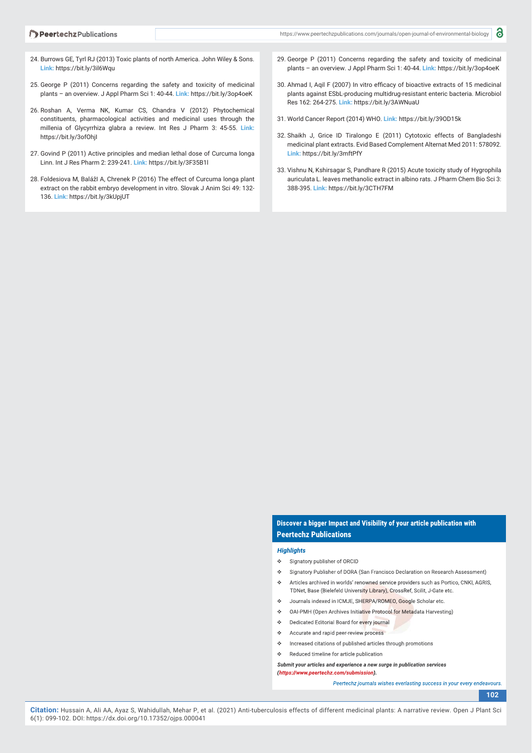24. Burrows GE, Tyrl RJ (2013) Toxic plants of north America. John Wiley & Sons. **Link:** https://bit.ly/3il6Wqu

25. George P (2011) Concerns regarding the safety and toxicity of medicinal plants – an overview. J Appl Pharm Sci 1: 40-44. **Link:** https://bit.ly/3op4oeK

26. Roshan A, Verma NK, Kumar CS, Chandra V (2012) Phytochemical constituents, pharmacological activities and medicinal uses through the millenia of Glycyrrhiza glabra a review. Int Res J Pharm 3: 45-55. **Link:** https://bit.ly/3ofOhjl

27. Govind P (2011) Active principles and median lethal dose of Curcuma longa Linn. Int J Res Pharm 2: 239-241. **Link:** https://bit.ly/3F35B1l

28. Foldesiova M, Balážl A, Chrenek P (2016) The effect of Curcuma longa plant extract on the rabbit embryo development in vitro. Slovak J Anim Sci 49: 132-136. **Link:** https://bit.ly/3kUpjUT

29. George P (2011) Concerns regarding the safety and toxicity of medicinal plants – an overview. J Appl Pharm Sci 1: 40-44. **Link:** https://bit.ly/3op4oeK

30. Ahmad I, Aqil F (2007) In vitro efficacy of bioactive extracts of 15 medicinal plants against ESbL-producing multidrug-resistant enteric bacteria. Microbiol Res 162: 264-275. **Link:** https://bit.ly/3AWNuaU

31. World Cancer Report (2014) WHO. **Link:** https://bit.ly/39OD15k

32. Shaikh J, Grice ID Tiralongo E (2011) Cytotoxic effects of Bangladeshi medicinal plant extracts. Evid Based Complement Alternat Med 2011: 578092. **Link:** https://bit.ly/3mftPfY

33. Vishnu N, Kshirsagar S, Pandhare R (2015) Acute toxicity study of Hygrophila auriculata L. leaves methanolic extract in albino rats. J Pharm Chem Bio Sci 3: 388-395. **Link:** https://bit.ly/3CTH7FM

**Discover a bigger Impact and Visibility of your article publication with Peertechz Publications**

***Highlights***

- Signatory publisher of ORCID
- Signatory Publisher of DORA (San Francisco Declaration on Research Assessment)
- Articles archived in worlds' renowned service providers such as Portico, CNKI, AGRIS, TDNet, Base (Bielefeld University Library), CrossRef, Scilit, J-Gate etc.
- Journals indexed in ICMJE, SHERPA/ROMEO, Google Scholar etc.
- OAI-PMH (Open Archives Initiative Protocol for Metadata Harvesting)
- Dedicated Editorial Board for every journal
- Accurate and rapid peer-review process
- Increased citations of published articles through promotions
- Reduced timeline for article publication

***Submit your articles and experience a new surge in publication services (https://www.peertechz.com/submission).***

*Peertechz journals wishes everlasting success in your every endeavours.*

**Citation:** Hussain A, Ali AA, Ayaz S, Wahidullah, Mehar P, et al. (2021) Anti-tuberculosis effects of different medicinal plants: A narrative review. Open J Plant Sci 6(1): 099-102. DOI: https://dx.doi.org/10.17352/ojps.000041